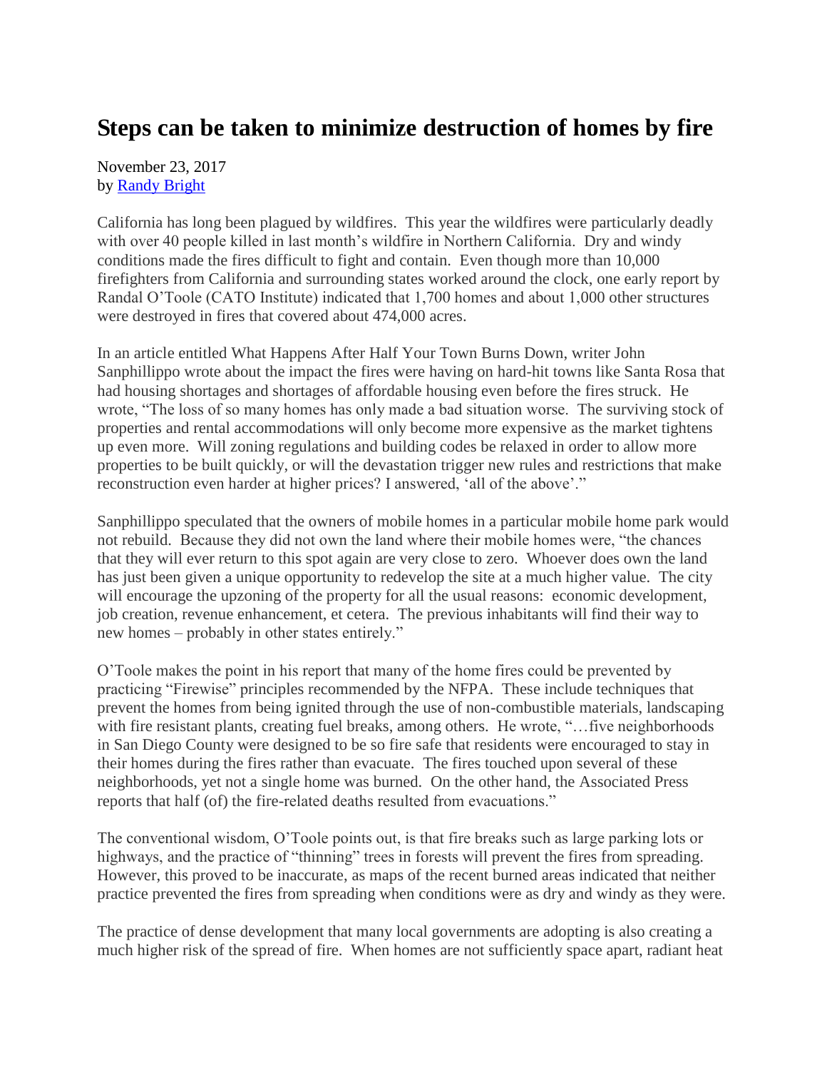# Steps can be taken to minimize destruction of homes by fire

November 23, 2017
by [Randy Bright]

California has long been plagued by wildfires. This year the wildfires were particularly deadly with over 40 people killed in last month's wildfire in Northern California. Dry and windy conditions made the fires difficult to fight and contain. Even though more than 10,000 firefighters from California and surrounding states worked around the clock, one early report by Randal O'Toole (CATO Institute) indicated that 1,700 homes and about 1,000 other structures were destroyed in fires that covered about 474,000 acres.

In an article entitled What Happens After Half Your Town Burns Down, writer John Sanphillippo wrote about the impact the fires were having on hard-hit towns like Santa Rosa that had housing shortages and shortages of affordable housing even before the fires struck. He wrote, "The loss of so many homes has only made a bad situation worse. The surviving stock of properties and rental accommodations will only become more expensive as the market tightens up even more. Will zoning regulations and building codes be relaxed in order to allow more properties to be built quickly, or will the devastation trigger new rules and restrictions that make reconstruction even harder at higher prices? I answered, 'all of the above'."

Sanphillippo speculated that the owners of mobile homes in a particular mobile home park would not rebuild. Because they did not own the land where their mobile homes were, "the chances that they will ever return to this spot again are very close to zero. Whoever does own the land has just been given a unique opportunity to redevelop the site at a much higher value. The city will encourage the upzoning of the property for all the usual reasons: economic development, job creation, revenue enhancement, et cetera. The previous inhabitants will find their way to new homes – probably in other states entirely."

O'Toole makes the point in his report that many of the home fires could be prevented by practicing "Firewise" principles recommended by the NFPA. These include techniques that prevent the homes from being ignited through the use of non-combustible materials, landscaping with fire resistant plants, creating fuel breaks, among others. He wrote, "…five neighborhoods in San Diego County were designed to be so fire safe that residents were encouraged to stay in their homes during the fires rather than evacuate. The fires touched upon several of these neighborhoods, yet not a single home was burned. On the other hand, the Associated Press reports that half (of) the fire-related deaths resulted from evacuations."

The conventional wisdom, O'Toole points out, is that fire breaks such as large parking lots or highways, and the practice of "thinning" trees in forests will prevent the fires from spreading. However, this proved to be inaccurate, as maps of the recent burned areas indicated that neither practice prevented the fires from spreading when conditions were as dry and windy as they were.

The practice of dense development that many local governments are adopting is also creating a much higher risk of the spread of fire. When homes are not sufficiently space apart, radiant heat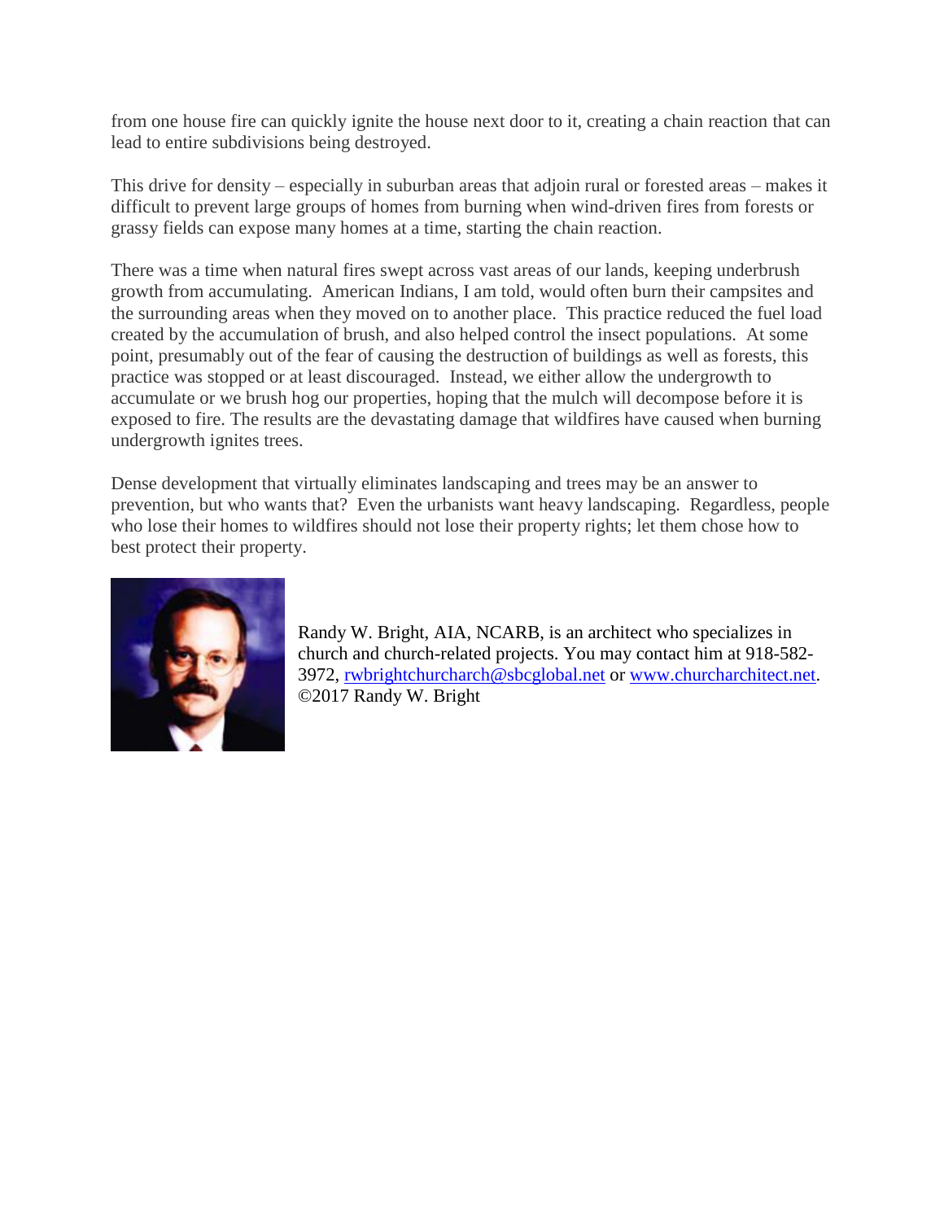from one house fire can quickly ignite the house next door to it, creating a chain reaction that can lead to entire subdivisions being destroyed.

This drive for density – especially in suburban areas that adjoin rural or forested areas – makes it difficult to prevent large groups of homes from burning when wind-driven fires from forests or grassy fields can expose many homes at a time, starting the chain reaction.

There was a time when natural fires swept across vast areas of our lands, keeping underbrush growth from accumulating. American Indians, I am told, would often burn their campsites and the surrounding areas when they moved on to another place. This practice reduced the fuel load created by the accumulation of brush, and also helped control the insect populations. At some point, presumably out of the fear of causing the destruction of buildings as well as forests, this practice was stopped or at least discouraged. Instead, we either allow the undergrowth to accumulate or we brush hog our properties, hoping that the mulch will decompose before it is exposed to fire. The results are the devastating damage that wildfires have caused when burning undergrowth ignites trees.

Dense development that virtually eliminates landscaping and trees may be an answer to prevention, but who wants that? Even the urbanists want heavy landscaping. Regardless, people who lose their homes to wildfires should not lose their property rights; let them chose how to best protect their property.

Randy W. Bright, AIA, NCARB, is an architect who specializes in church and church-related projects. You may contact him at 918-582-3972, [rwbrightchurcharch@sbcglobal.net](mailto:rwbrightchurcharch@sbcglobal.net) or [www.churcharchitect.net](http://www.churcharchitect.net). ©2017 Randy W. Bright